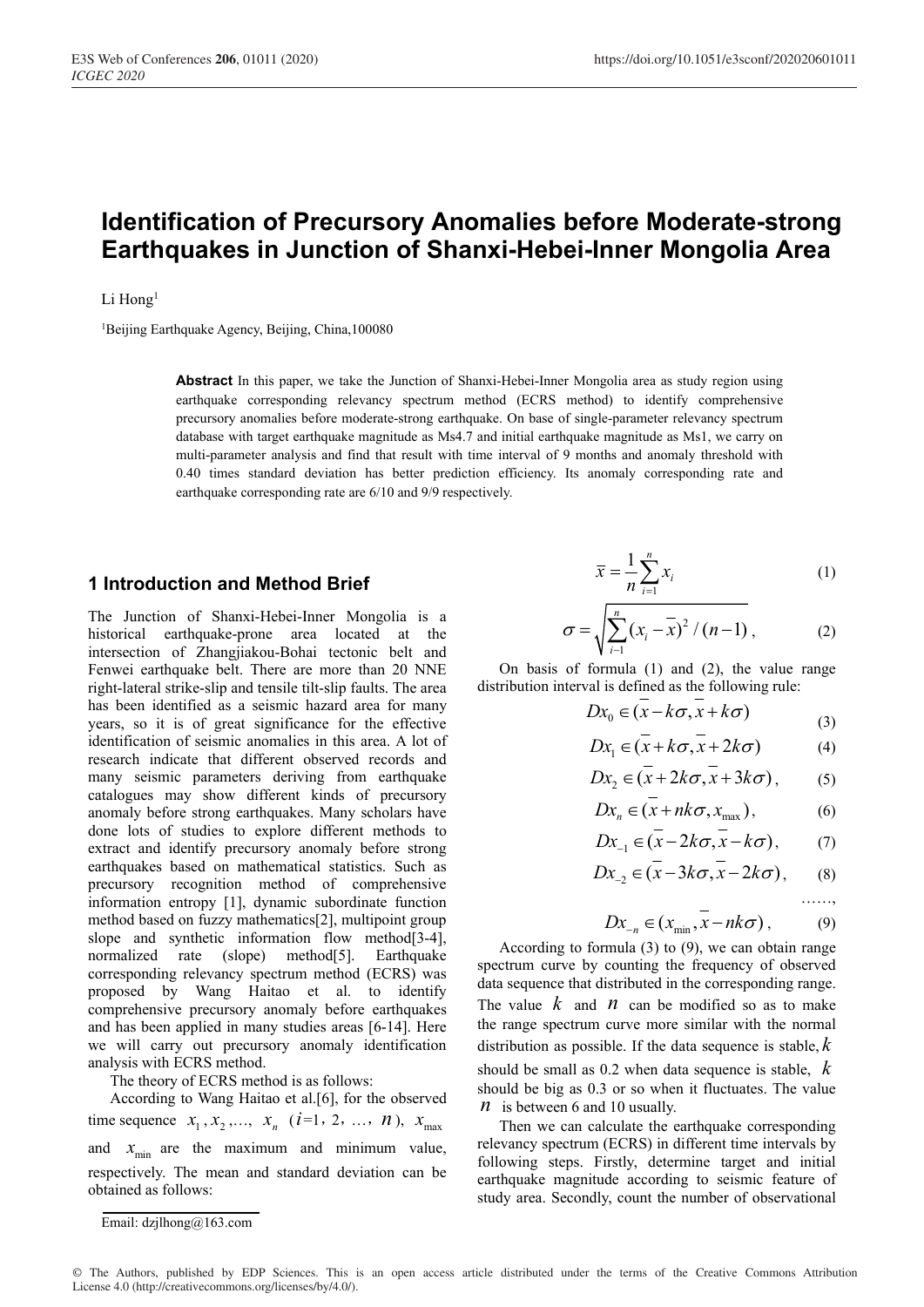# Identification of Precursory Anomalies before Moderate-strong Earthquakes in Junction of Shanxi-Hebei-Inner Mongolia Area

Li Hong[1]

[1]Beijing Earthquake Agency, Beijing, China,100080

**Abstract** In this paper, we take the Junction of Shanxi-Hebei-Inner Mongolia area as study region using earthquake corresponding relevancy spectrum method (ECRS method) to identify comprehensive precursory anomalies before moderate-strong earthquake. On base of single-parameter relevancy spectrum database with target earthquake magnitude as Ms4.7 and initial earthquake magnitude as Ms1, we carry on multi-parameter analysis and find that result with time interval of 9 months and anomaly threshold with 0.40 times standard deviation has better prediction efficiency. Its anomaly corresponding rate and earthquake corresponding rate are 6/10 and 9/9 respectively.

## 1 Introduction and Method Brief

The Junction of Shanxi-Hebei-Inner Mongolia is a historical earthquake-prone area located at the intersection of Zhangjiakou-Bohai tectonic belt and Fenwei earthquake belt. There are more than 20 NNE right-lateral strike-slip and tensile tilt-slip faults. The area has been identified as a seismic hazard area for many years, so it is of great significance for the effective identification of seismic anomalies in this area. A lot of research indicate that different observed records and many seismic parameters deriving from earthquake catalogues may show different kinds of precursory anomaly before strong earthquakes. Many scholars have done lots of studies to explore different methods to extract and identify precursory anomaly before strong earthquakes based on mathematical statistics. Such as precursory recognition method of comprehensive information entropy [1], dynamic subordinate function method based on fuzzy mathematics[2], multipoint group slope and synthetic information flow method[3-4], normalized rate (slope) method[5]. Earthquake corresponding relevancy spectrum method (ECRS) was proposed by Wang Haitao et al. to identify comprehensive precursory anomaly before earthquakes and has been applied in many studies areas [6-14]. Here we will carry out precursory anomaly identification analysis with ECRS method.

The theory of ECRS method is as follows:

According to Wang Haitao et al.[6], for the observed time sequence $x_1, x_2, \ldots, x_n$ ($i$=1, 2, …, $n$), $x_{\max}$ and $x_{\min}$ are the maximum and minimum value, respectively. The mean and standard deviation can be obtained as follows:

$$\bar{x} = \frac{1}{n}\sum_{i=1}^{n} x_i \tag{1}$$

$$\sigma = \sqrt{\sum_{i-1}^{n} (x_i - \bar{x})^2 / (n-1)}\,, \tag{2}$$

On basis of formula (1) and (2), the value range distribution interval is defined as the following rule:

$$Dx_0 \in (\bar{x} - k\sigma, \bar{x} + k\sigma) \tag{3}$$

$$Dx_1 \in (\bar{x} + k\sigma, \bar{x} + 2k\sigma) \tag{4}$$

$$Dx_2 \in (\bar{x} + 2k\sigma, \bar{x} + 3k\sigma)\,, \tag{5}$$

$$Dx_n \in (\bar{x} + nk\sigma, x_{\max})\,, \tag{6}$$

$$Dx_{-1} \in (\bar{x} - 2k\sigma, \bar{x} - k\sigma)\,, \tag{7}$$

$$Dx_{-2} \in (\bar{x} - 3k\sigma, \bar{x} - 2k\sigma)\,, \tag{8}$$

……,

$$Dx_{-n} \in (x_{\min}, \bar{x} - nk\sigma)\,, \tag{9}$$

According to formula (3) to (9), we can obtain range spectrum curve by counting the frequency of observed data sequence that distributed in the corresponding range. The value $k$ and $n$ can be modified so as to make the range spectrum curve more similar with the normal distribution as possible. If the data sequence is stable, $k$ should be small as 0.2 when data sequence is stable, $k$ should be big as 0.3 or so when it fluctuates. The value $n$ is between 6 and 10 usually.

Then we can calculate the earthquake corresponding relevancy spectrum (ECRS) in different time intervals by following steps. Firstly, determine target and initial earthquake magnitude according to seismic feature of study area. Secondly, count the number of observational

Email: dzjlhong@163.com

© The Authors, published by EDP Sciences. This is an open access article distributed under the terms of the Creative Commons Attribution License 4.0 (http://creativecommons.org/licenses/by/4.0/).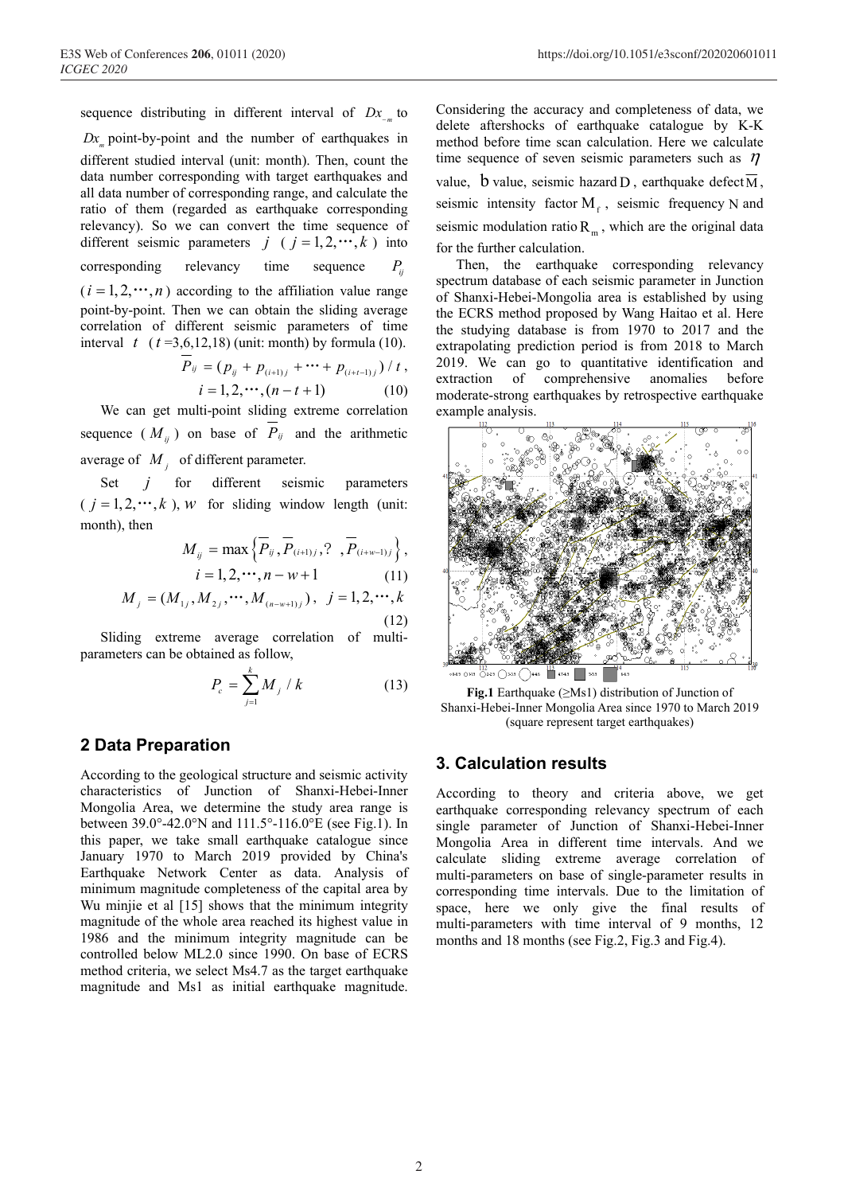sequence distributing in different interval of $Dx_{-m}$ to $Dx_m$ point-by-point and the number of earthquakes in different studied interval (unit: month). Then, count the data number corresponding with target earthquakes and all data number of corresponding range, and calculate the ratio of them (regarded as earthquake corresponding relevancy). So we can convert the time sequence of different seismic parameters $j$ ( $j=1,2,\cdots,k$ ) into corresponding relevancy time sequence $P_{ij}$ ($i=1,2,\cdots,n$) according to the affiliation value range point-by-point. Then we can obtain the sliding average correlation of different seismic parameters of time interval $t$ ($t$ =3,6,12,18) (unit: month) by formula (10).

$$\overline{P}_{ij} = (p_{ij} + p_{(i+1)j} + \cdots + p_{(i+t-1)j}) / t, \quad i=1,2,\cdots,(n-t+1) \tag{10}$$

We can get multi-point sliding extreme correlation sequence ($M_{ij}$) on base of $\overline{P}_{ij}$ and the arithmetic average of $M_j$ of different parameter.

Set $j$ for different seismic parameters ( $j=1,2,\cdots,k$ ), $w$ for sliding window length (unit: month), then

$$M_{ij} = \max\left\{\overline{P}_{ij}, \overline{P}_{(i+1)j}, ?\ , \overline{P}_{(i+w-1)j}\right\}, \quad i=1,2,\cdots,n-w+1 \tag{11}$$

$$M_j = (M_{1j}, M_{2j}, \cdots, M_{(n-w+1)j}), \quad j=1,2,\cdots,k \tag{12}$$

Sliding extreme average correlation of multi-parameters can be obtained as follow,

$$P_c = \sum_{j=1}^{k} M_j / k \tag{13}$$

## 2 Data Preparation

According to the geological structure and seismic activity characteristics of Junction of Shanxi-Hebei-Inner Mongolia Area, we determine the study area range is between 39.0°-42.0°N and 111.5°-116.0°E (see Fig.1). In this paper, we take small earthquake catalogue since January 1970 to March 2019 provided by China's Earthquake Network Center as data. Analysis of minimum magnitude completeness of the capital area by Wu minjie et al [15] shows that the minimum integrity magnitude of the whole area reached its highest value in 1986 and the minimum integrity magnitude can be controlled below ML2.0 since 1990. On base of ECRS method criteria, we select Ms4.7 as the target earthquake magnitude and Ms1 as initial earthquake magnitude. Considering the accuracy and completeness of data, we delete aftershocks of earthquake catalogue by K-K method before time scan calculation. Here we calculate time sequence of seven seismic parameters such as $\eta$ value, b value, seismic hazard D, earthquake defect $\overline{M}$, seismic intensity factor $M_f$, seismic frequency N and seismic modulation ratio $R_m$, which are the original data for the further calculation.

Then, the earthquake corresponding relevancy spectrum database of each seismic parameter in Junction of Shanxi-Hebei-Mongolia area is established by using the ECRS method proposed by Wang Haitao et al. Here the studying database is from 1970 to 2017 and the extrapolating prediction period is from 2018 to March 2019. We can go to quantitative identification and extraction of comprehensive anomalies before moderate-strong earthquakes by retrospective earthquake example analysis.

**Fig.1** Earthquake (≥Ms1) distribution of Junction of Shanxi-Hebei-Inner Mongolia Area since 1970 to March 2019 (square represent target earthquakes)

## 3. Calculation results

According to theory and criteria above, we get earthquake corresponding relevancy spectrum of each single parameter of Junction of Shanxi-Hebei-Inner Mongolia Area in different time intervals. And we calculate sliding extreme average correlation of multi-parameters on base of single-parameter results in corresponding time intervals. Due to the limitation of space, here we only give the final results of multi-parameters with time interval of 9 months, 12 months and 18 months (see Fig.2, Fig.3 and Fig.4).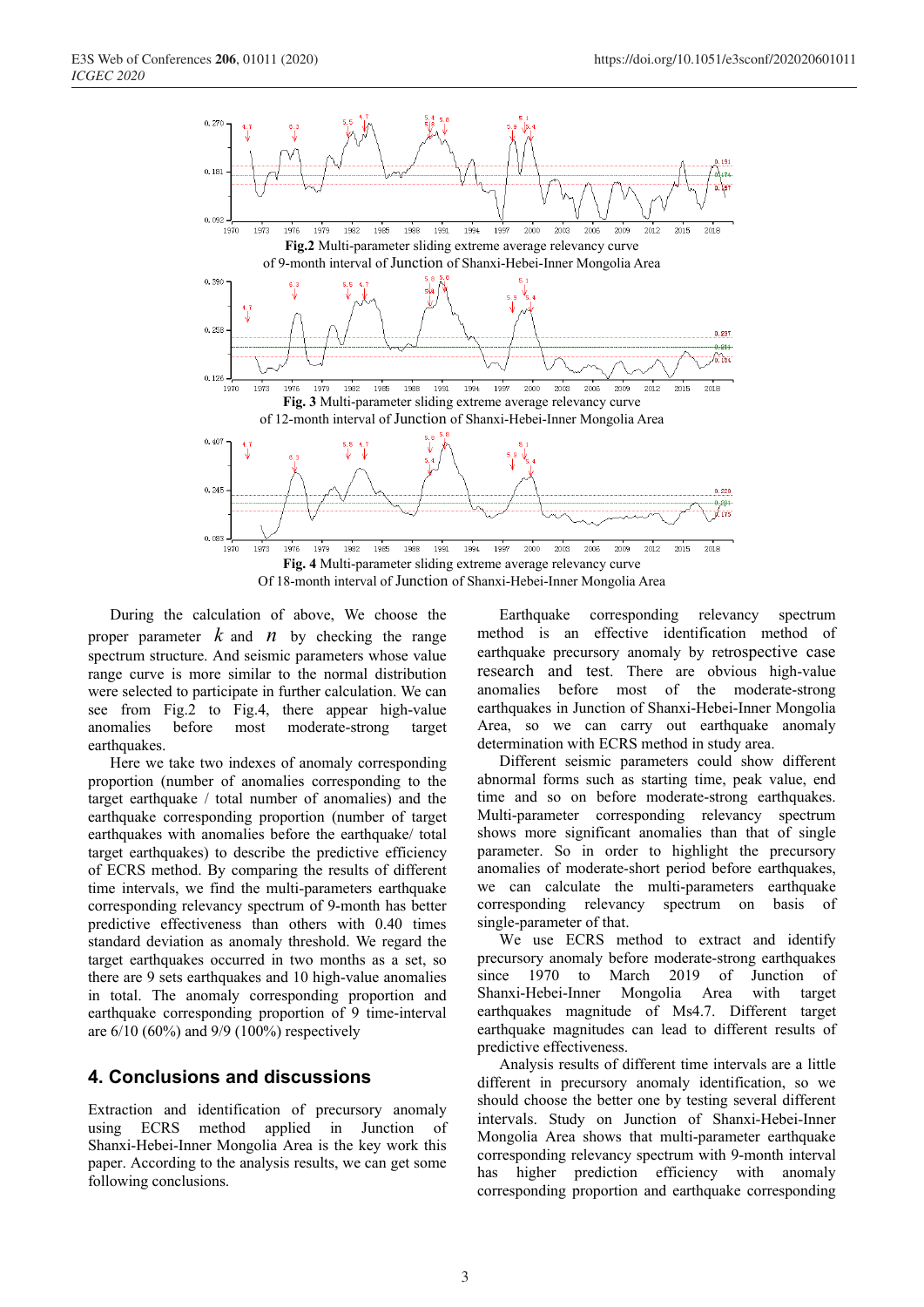**Fig.2** Multi-parameter sliding extreme average relevancy curve of 9-month interval of Junction of Shanxi-Hebei-Inner Mongolia Area

**Fig. 3** Multi-parameter sliding extreme average relevancy curve of 12-month interval of Junction of Shanxi-Hebei-Inner Mongolia Area

**Fig. 4** Multi-parameter sliding extreme average relevancy curve Of 18-month interval of Junction of Shanxi-Hebei-Inner Mongolia Area

During the calculation of above, We choose the proper parameter $k$ and $n$ by checking the range spectrum structure. And seismic parameters whose value range curve is more similar to the normal distribution were selected to participate in further calculation. We can see from Fig.2 to Fig.4, there appear high-value anomalies before most moderate-strong target earthquakes.

Here we take two indexes of anomaly corresponding proportion (number of anomalies corresponding to the target earthquake / total number of anomalies) and the earthquake corresponding proportion (number of target earthquakes with anomalies before the earthquake/ total target earthquakes) to describe the predictive efficiency of ECRS method. By comparing the results of different time intervals, we find the multi-parameters earthquake corresponding relevancy spectrum of 9-month has better predictive effectiveness than others with 0.40 times standard deviation as anomaly threshold. We regard the target earthquakes occurred in two months as a set, so there are 9 sets earthquakes and 10 high-value anomalies in total. The anomaly corresponding proportion and earthquake corresponding proportion of 9 time-interval are 6/10 (60%) and 9/9 (100%) respectively

## 4. Conclusions and discussions

Extraction and identification of precursory anomaly using ECRS method applied in Junction of Shanxi-Hebei-Inner Mongolia Area is the key work this paper. According to the analysis results, we can get some following conclusions.

Earthquake corresponding relevancy spectrum method is an effective identification method of earthquake precursory anomaly by retrospective case research and test. There are obvious high-value anomalies before most of the moderate-strong earthquakes in Junction of Shanxi-Hebei-Inner Mongolia Area, so we can carry out earthquake anomaly determination with ECRS method in study area.

Different seismic parameters could show different abnormal forms such as starting time, peak value, end time and so on before moderate-strong earthquakes. Multi-parameter corresponding relevancy spectrum shows more significant anomalies than that of single parameter. So in order to highlight the precursory anomalies of moderate-short period before earthquakes, we can calculate the multi-parameters earthquake corresponding relevancy spectrum on basis of single-parameter of that.

We use ECRS method to extract and identify precursory anomaly before moderate-strong earthquakes since 1970 to March 2019 of Junction of Shanxi-Hebei-Inner Mongolia Area with target earthquakes magnitude of Ms4.7. Different target earthquake magnitudes can lead to different results of predictive effectiveness.

Analysis results of different time intervals are a little different in precursory anomaly identification, so we should choose the better one by testing several different intervals. Study on Junction of Shanxi-Hebei-Inner Mongolia Area shows that multi-parameter earthquake corresponding relevancy spectrum with 9-month interval has higher prediction efficiency with anomaly corresponding proportion and earthquake corresponding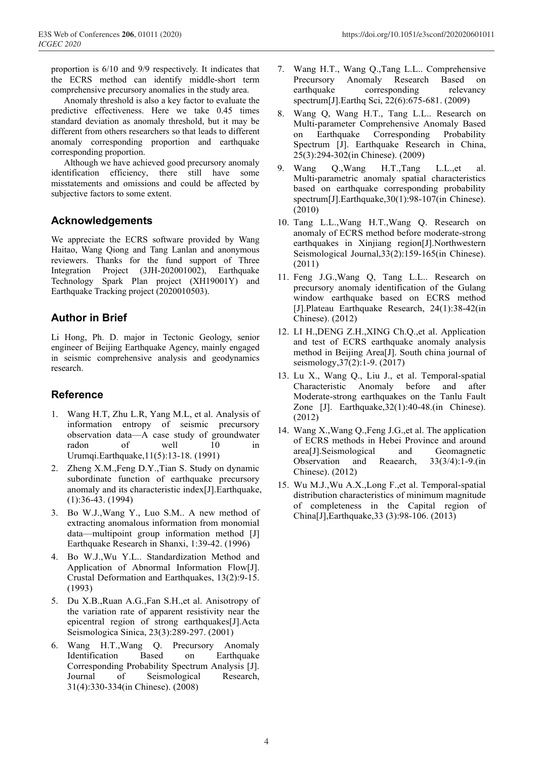proportion is 6/10 and 9/9 respectively. It indicates that the ECRS method can identify middle-short term comprehensive precursory anomalies in the study area.

Anomaly threshold is also a key factor to evaluate the predictive effectiveness. Here we take 0.45 times standard deviation as anomaly threshold, but it may be different from others researchers so that leads to different anomaly corresponding proportion and earthquake corresponding proportion.

Although we have achieved good precursory anomaly identification efficiency, there still have some misstatements and omissions and could be affected by subjective factors to some extent.

## Acknowledgements

We appreciate the ECRS software provided by Wang Haitao, Wang Qiong and Tang Lanlan and anonymous reviewers. Thanks for the fund support of Three Integration Project (3JH-202001002), Earthquake Technology Spark Plan project (XH19001Y) and Earthquake Tracking project (2020010503).

## Author in Brief

Li Hong, Ph. D. major in Tectonic Geology, senior engineer of Beijing Earthquake Agency, mainly engaged in seismic comprehensive analysis and geodynamics research.

## Reference

1. Wang H.T, Zhu L.R, Yang M.L, et al. Analysis of information entropy of seismic precursory observation data—A case study of groundwater radon of well 10 in Urumqi.Earthquake,11(5):13-18. (1991)
2. Zheng X.M.,Feng D.Y.,Tian S. Study on dynamic subordinate function of earthquake precursory anomaly and its characteristic index[J].Earthquake,(1):36-43. (1994)
3. Bo W.J.,Wang Y., Luo S.M.. A new method of extracting anomalous information from monomial data—multipoint group information method [J] Earthquake Research in Shanxi, 1:39-42. (1996)
4. Bo W.J.,Wu Y.L.. Standardization Method and Application of Abnormal Information Flow[J]. Crustal Deformation and Earthquakes, 13(2):9-15. (1993)
5. Du X.B.,Ruan A.G.,Fan S.H.,et al. Anisotropy of the variation rate of apparent resistivity near the epicentral region of strong earthquakes[J].Acta Seismologica Sinica, 23(3):289-297. (2001)
6. Wang H.T.,Wang Q. Precursory Anomaly Identification Based on Earthquake Corresponding Probability Spectrum Analysis [J]. Journal of Seismological Research, 31(4):330-334(in Chinese). (2008)
7. Wang H.T., Wang Q.,Tang L.L.. Comprehensive Precursory Anomaly Research Based on earthquake corresponding relevancy spectrum[J].Earthq Sci, 22(6):675-681. (2009)
8. Wang Q, Wang H.T., Tang L.L.. Research on Multi-parameter Comprehensive Anomaly Based on Earthquake Corresponding Probability Spectrum [J]. Earthquake Research in China, 25(3):294-302(in Chinese). (2009)
9. Wang Q.,Wang H.T.,Tang L.L.,et al. Multi-parametric anomaly spatial characteristics based on earthquake corresponding probability spectrum[J].Earthquake,30(1):98-107(in Chinese). (2010)
10. Tang L.L.,Wang H.T.,Wang Q. Research on anomaly of ECRS method before moderate-strong earthquakes in Xinjiang region[J].Northwestern Seismological Journal,33(2):159-165(in Chinese). (2011)
11. Feng J.G.,Wang Q, Tang L.L.. Research on precursory anomaly identification of the Gulang window earthquake based on ECRS method [J].Plateau Earthquake Research, 24(1):38-42(in Chinese). (2012)
12. LI H.,DENG Z.H.,XING Ch.Q.,et al. Application and test of ECRS earthquake anomaly analysis method in Beijing Area[J]. South china journal of seismology,37(2):1-9. (2017)
13. Lu X., Wang Q., Liu J., et al. Temporal-spatial Characteristic Anomaly before and after Moderate-strong earthquakes on the Tanlu Fault Zone [J]. Earthquake,32(1):40-48.(in Chinese). (2012)
14. Wang X.,Wang Q.,Feng J.G.,et al. The application of ECRS methods in Hebei Province and around area[J].Seismological and Geomagnetic Observation and Reaearch, 33(3/4):1-9.(in Chinese). (2012)
15. Wu M.J.,Wu A.X.,Long F.,et al. Temporal-spatial distribution characteristics of minimum magnitude of completeness in the Capital region of China[J],Earthquake,33 (3):98-106. (2013)